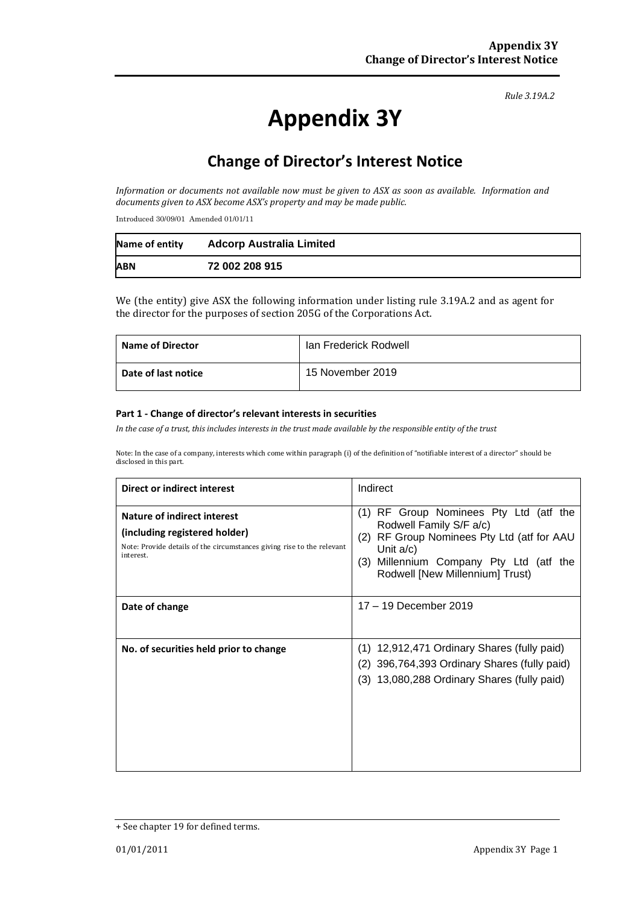*Rule 3.19A.2*

# Appendix 3Y

## Change of Director's Interest Notice

*Information or documents not available now must be given to ASX as soon as available. Information and documents given to ASX become ASX's property and may be made public.*

Introduced 30/09/01 Amended 01/01/11

| Name of entity | Adcorp Australia Limited |
|---|---|
| ABN | 72 002 208 915 |

We (the entity) give ASX the following information under listing rule 3.19A.2 and as agent for the director for the purposes of section 205G of the Corporations Act.

| Name of Director | Ian Frederick Rodwell |
|---|---|
| Date of last notice | 15 November 2019 |

#### Part 1 - Change of director's relevant interests in securities

*In the case of a trust, this includes interests in the trust made available by the responsible entity of the trust*

Note: In the case of a company, interests which come within paragraph (i) of the definition of "notifiable interest of a director" should be disclosed in this part.

| Direct or indirect interest | Indirect |
|---|---|
| **Nature of indirect interest (including registered holder)** Note: Provide details of the circumstances giving rise to the relevant interest. | (1) RF Group Nominees Pty Ltd (atf the Rodwell Family S/F a/c) (2) RF Group Nominees Pty Ltd (atf for AAU Unit a/c) (3) Millennium Company Pty Ltd (atf the Rodwell [New Millennium] Trust) |
| **Date of change** | 17 – 19 December 2019 |
| **No. of securities held prior to change** | (1) 12,912,471 Ordinary Shares (fully paid) (2) 396,764,393 Ordinary Shares (fully paid) (3) 13,080,288 Ordinary Shares (fully paid) |

+ See chapter 19 for defined terms.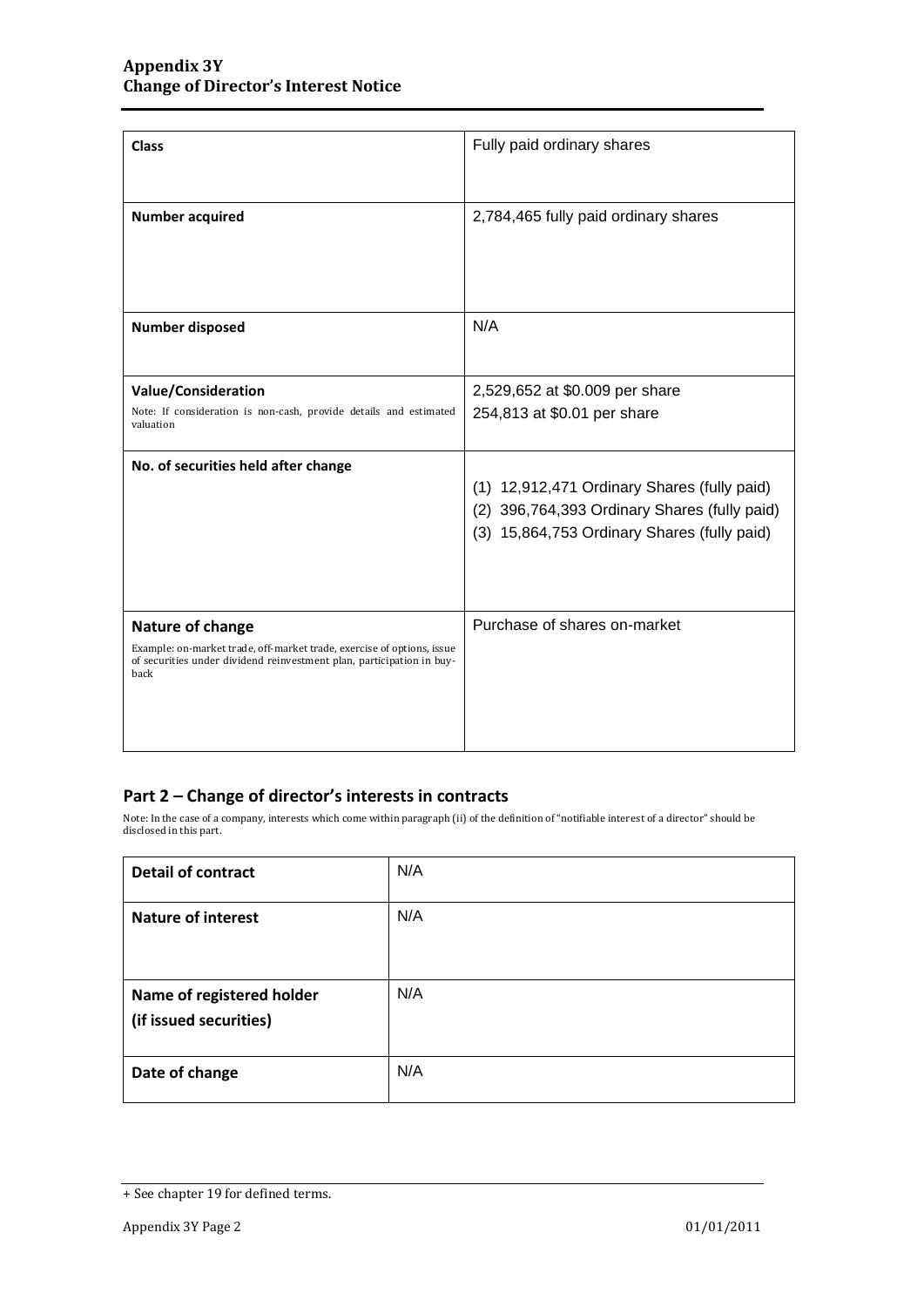| | |
|---|---|
| **Class** | Fully paid ordinary shares |
| **Number acquired** | 2,784,465 fully paid ordinary shares |
| **Number disposed** | N/A |
| **Value/Consideration**<br>Note: If consideration is non-cash, provide details and estimated valuation | 2,529,652 at \$0.009 per share<br>254,813 at \$0.01 per share |
| **No. of securities held after change** | (1) 12,912,471 Ordinary Shares (fully paid)<br>(2) 396,764,393 Ordinary Shares (fully paid)<br>(3) 15,864,753 Ordinary Shares (fully paid) |
| **Nature of change**<br>Example: on-market trade, off-market trade, exercise of options, issue of securities under dividend reinvestment plan, participation in buy-back | Purchase of shares on-market |

## Part 2 – Change of director's interests in contracts

Note: In the case of a company, interests which come within paragraph (ii) of the definition of "notifiable interest of a director" should be disclosed in this part.

| | |
|---|---|
| **Detail of contract** | N/A |
| **Nature of interest** | N/A |
| **Name of registered holder (if issued securities)** | N/A |
| **Date of change** | N/A |

+ See chapter 19 for defined terms.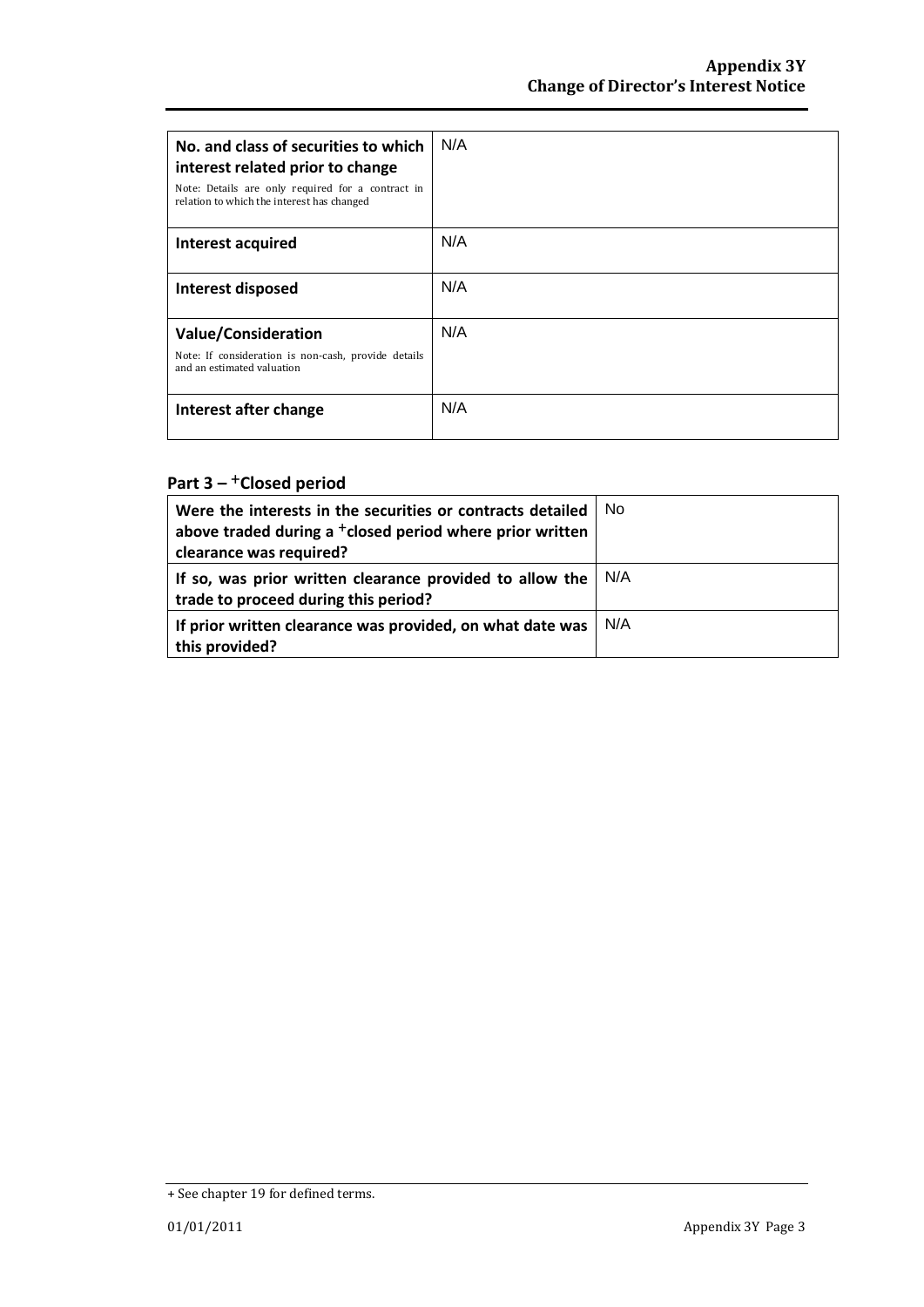| | |
|---|---|
| **No. and class of securities to which interest related prior to change**<br>Note: Details are only required for a contract in relation to which the interest has changed | N/A |
| **Interest acquired** | N/A |
| **Interest disposed** | N/A |
| **Value/Consideration**<br>Note: If consideration is non-cash, provide details and an estimated valuation | N/A |
| **Interest after change** | N/A |

## Part 3 – +Closed period

| | |
|---|---|
| **Were the interests in the securities or contracts detailed above traded during a +closed period where prior written clearance was required?** | No |
| **If so, was prior written clearance provided to allow the trade to proceed during this period?** | N/A |
| **If prior written clearance was provided, on what date was this provided?** | N/A |

+ See chapter 19 for defined terms.